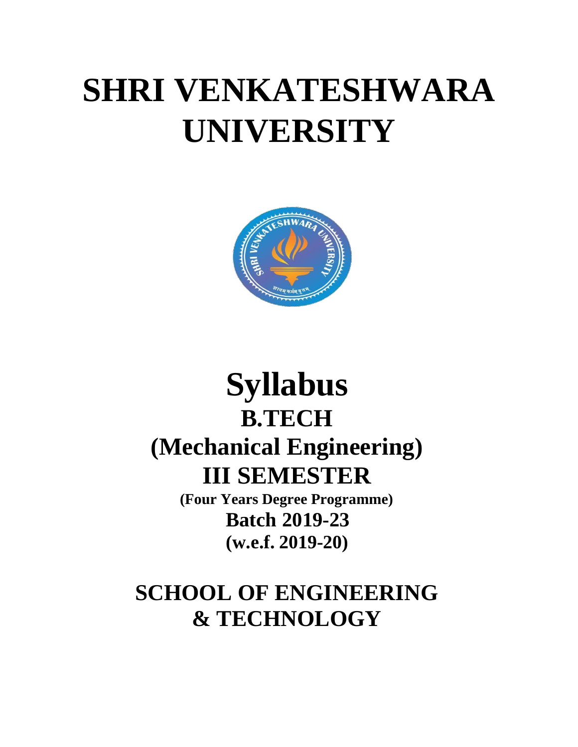# SHRI VENKATESHWARA UNIVERSITY

# Syllabus

## B.TECH

## (Mechanical Engineering)

## III SEMESTER

**(Four Years Degree Programme)**

**Batch 2019-23**

**(w.e.f. 2019-20)**

## SCHOOL OF ENGINEERING & TECHNOLOGY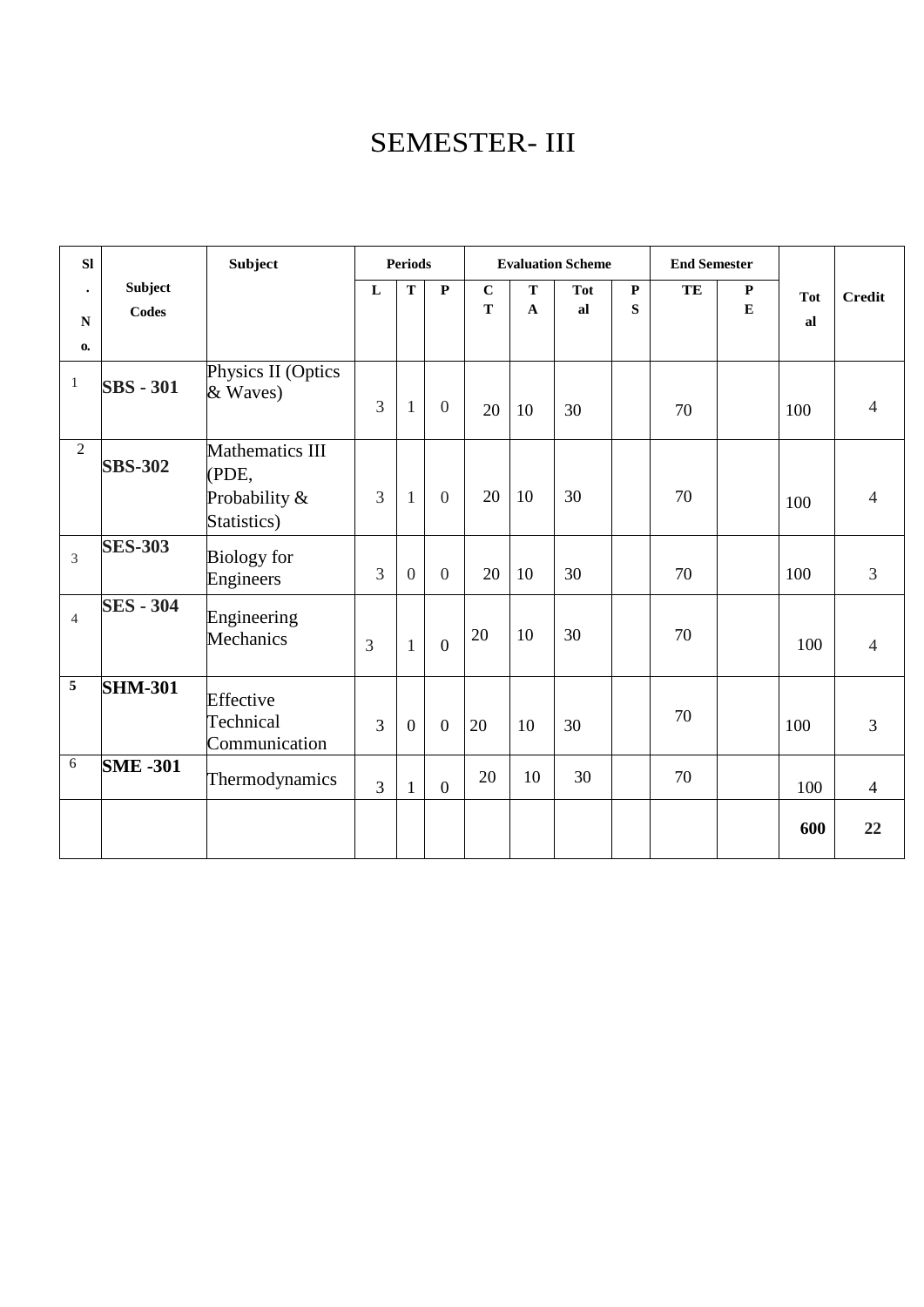# SEMESTER- III

| Sl. No. | Subject Codes | Subject | Periods | | | Evaluation Scheme | | | | End Semester | | Total | Credit |
|---|---|---|---|---|---|---|---|---|---|---|---|---|---|
| | | | L | T | P | CT | TA | Total | PS | TE | PE | | |
| 1 | **SBS - 301** | Physics II (Optics & Waves) | 3 | 1 | 0 | 20 | 10 | 30 | | 70 | | 100 | 4 |
| 2 | **SBS-302** | Mathematics III (PDE, Probability & Statistics) | 3 | 1 | 0 | 20 | 10 | 30 | | 70 | | 100 | 4 |
| 3 | **SES-303** | Biology for Engineers | 3 | 0 | 0 | 20 | 10 | 30 | | 70 | | 100 | 3 |
| 4 | **SES - 304** | Engineering Mechanics | 3 | 1 | 0 | 20 | 10 | 30 | | 70 | | 100 | 4 |
| **5** | **SHM-301** | Effective Technical Communication | 3 | 0 | 0 | 20 | 10 | 30 | | 70 | | 100 | 3 |
| 6 | **SME -301** | Thermodynamics | 3 | 1 | 0 | 20 | 10 | 30 | | 70 | | 100 | 4 |
| | | | | | | | | | | | | **600** | **22** |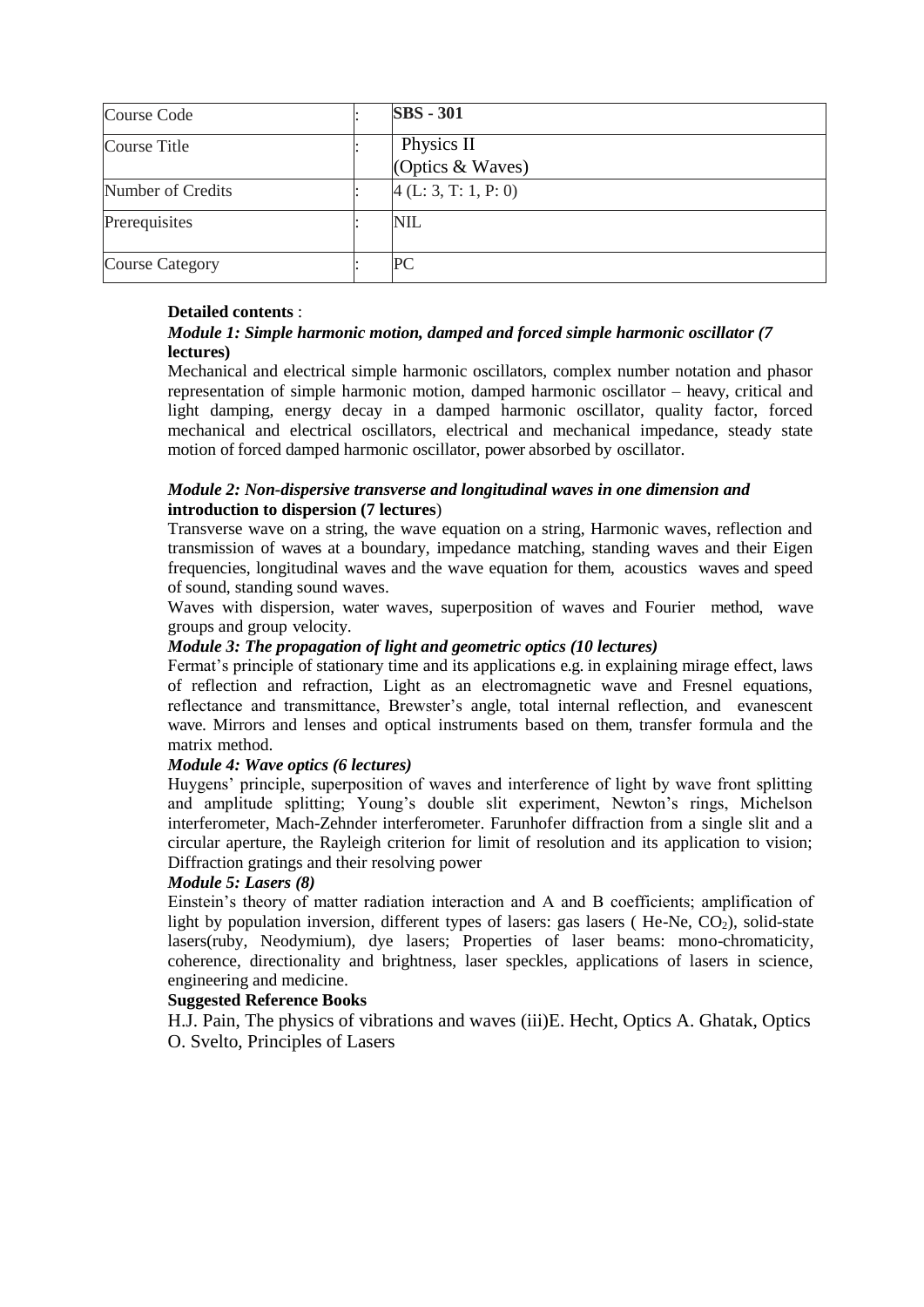| Course Code | : | **SBS - 301** |
|---|---|---|
| Course Title | : | Physics II (Optics & Waves) |
| Number of Credits | : | 4 (L: 3, T: 1, P: 0) |
| Prerequisites | : | NIL |
| Course Category | : | PC |

**Detailed contents** :

***Module 1: Simple harmonic motion, damped and forced simple harmonic oscillator (7 lectures)***

Mechanical and electrical simple harmonic oscillators, complex number notation and phasor representation of simple harmonic motion, damped harmonic oscillator – heavy, critical and light damping, energy decay in a damped harmonic oscillator, quality factor, forced mechanical and electrical oscillators, electrical and mechanical impedance, steady state motion of forced damped harmonic oscillator, power absorbed by oscillator.

***Module 2: Non-dispersive transverse and longitudinal waves in one dimension and* introduction to dispersion (7 lectures)**

Transverse wave on a string, the wave equation on a string, Harmonic waves, reflection and transmission of waves at a boundary, impedance matching, standing waves and their Eigen frequencies, longitudinal waves and the wave equation for them, acoustics waves and speed of sound, standing sound waves.

Waves with dispersion, water waves, superposition of waves and Fourier method, wave groups and group velocity.

***Module 3: The propagation of light and geometric optics (10 lectures)***

Fermat's principle of stationary time and its applications e.g. in explaining mirage effect, laws of reflection and refraction, Light as an electromagnetic wave and Fresnel equations, reflectance and transmittance, Brewster's angle, total internal reflection, and evanescent wave. Mirrors and lenses and optical instruments based on them, transfer formula and the matrix method.

***Module 4: Wave optics (6 lectures)***

Huygens' principle, superposition of waves and interference of light by wave front splitting and amplitude splitting; Young's double slit experiment, Newton's rings, Michelson interferometer, Mach-Zehnder interferometer. Farunhofer diffraction from a single slit and a circular aperture, the Rayleigh criterion for limit of resolution and its application to vision; Diffraction gratings and their resolving power

***Module 5: Lasers (8)***

Einstein's theory of matter radiation interaction and A and B coefficients; amplification of light by population inversion, different types of lasers: gas lasers ( He-Ne, $CO_2$), solid-state lasers(ruby, Neodymium), dye lasers; Properties of laser beams: mono-chromaticity, coherence, directionality and brightness, laser speckles, applications of lasers in science, engineering and medicine.

**Suggested Reference Books**

H.J. Pain, The physics of vibrations and waves (iii)E. Hecht, Optics A. Ghatak, Optics O. Svelto, Principles of Lasers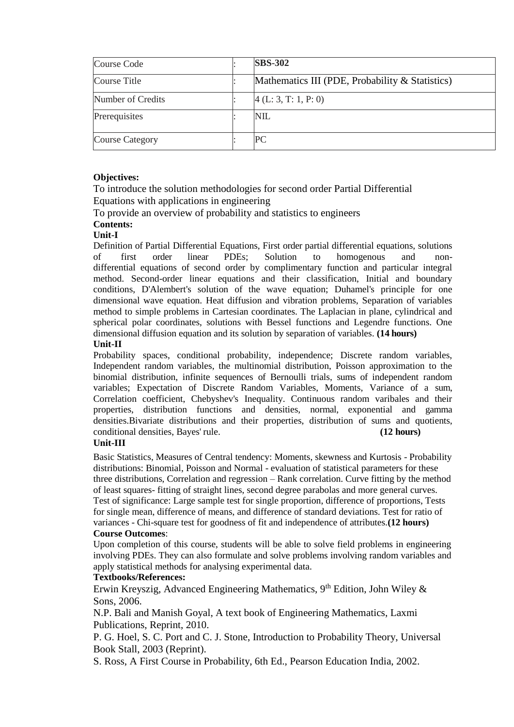| Course Code | : | **SBS-302** |
| --- | --- | --- |
| Course Title | : | Mathematics III (PDE, Probability & Statistics) |
| Number of Credits | : | 4 (L: 3, T: 1, P: 0) |
| Prerequisites | : | NIL |
| Course Category | : | PC |

**Objectives:**

To introduce the solution methodologies for second order Partial Differential Equations with applications in engineering

To provide an overview of probability and statistics to engineers

**Contents:**

**Unit-I**

Definition of Partial Differential Equations, First order partial differential equations, solutions of first order linear PDEs; Solution to homogenous and non-differential equations of second order by complimentary function and particular integral method. Second-order linear equations and their classification, Initial and boundary conditions, D'Alembert's solution of the wave equation; Duhamel's principle for one dimensional wave equation. Heat diffusion and vibration problems, Separation of variables method to simple problems in Cartesian coordinates. The Laplacian in plane, cylindrical and spherical polar coordinates, solutions with Bessel functions and Legendre functions. One dimensional diffusion equation and its solution by separation of variables. **(14 hours)**

**Unit-II**

Probability spaces, conditional probability, independence; Discrete random variables, Independent random variables, the multinomial distribution, Poisson approximation to the binomial distribution, infinite sequences of Bernoulli trials, sums of independent random variables; Expectation of Discrete Random Variables, Moments, Variance of a sum, Correlation coefficient, Chebyshev's Inequality. Continuous random varibales and their properties, distribution functions and densities, normal, exponential and gamma densities.Bivariate distributions and their properties, distribution of sums and quotients, conditional densities, Bayes' rule. **(12 hours)**

**Unit-III**

Basic Statistics, Measures of Central tendency: Moments, skewness and Kurtosis - Probability distributions: Binomial, Poisson and Normal - evaluation of statistical parameters for these three distributions, Correlation and regression – Rank correlation. Curve fitting by the method of least squares- fitting of straight lines, second degree parabolas and more general curves. Test of significance: Large sample test for single proportion, difference of proportions, Tests for single mean, difference of means, and difference of standard deviations. Test for ratio of variances - Chi-square test for goodness of fit and independence of attributes.**(12 hours)**

**Course Outcomes**:

Upon completion of this course, students will be able to solve field problems in engineering involving PDEs. They can also formulate and solve problems involving random variables and apply statistical methods for analysing experimental data.

**Textbooks/References:**

Erwin Kreyszig, Advanced Engineering Mathematics, 9th Edition, John Wiley & Sons, 2006.

N.P. Bali and Manish Goyal, A text book of Engineering Mathematics, Laxmi Publications, Reprint, 2010.

P. G. Hoel, S. C. Port and C. J. Stone, Introduction to Probability Theory, Universal Book Stall, 2003 (Reprint).

S. Ross, A First Course in Probability, 6th Ed., Pearson Education India, 2002.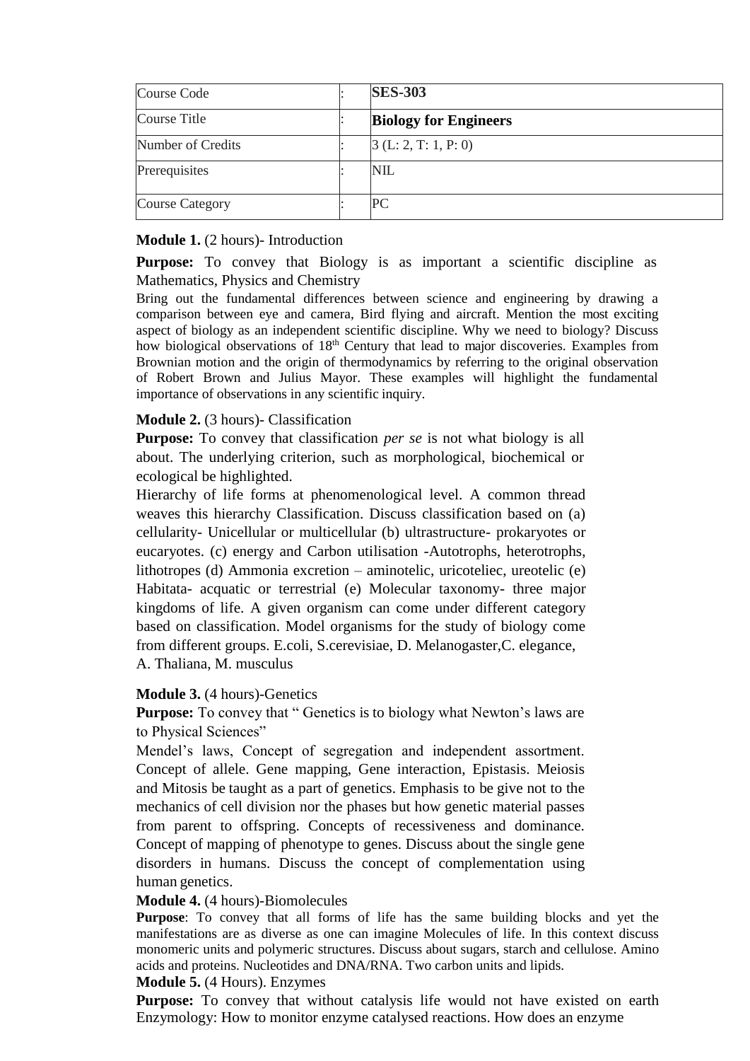| Course Code | : | **SES-303** |
| --- | --- | --- |
| Course Title | : | **Biology for Engineers** |
| Number of Credits | : | 3 (L: 2, T: 1, P: 0) |
| Prerequisites | : | NIL |
| Course Category | : | PC |

**Module 1.** (2 hours)- Introduction

**Purpose:** To convey that Biology is as important a scientific discipline as Mathematics, Physics and Chemistry

Bring out the fundamental differences between science and engineering by drawing a comparison between eye and camera, Bird flying and aircraft. Mention the most exciting aspect of biology as an independent scientific discipline. Why we need to biology? Discuss how biological observations of 18th Century that lead to major discoveries. Examples from Brownian motion and the origin of thermodynamics by referring to the original observation of Robert Brown and Julius Mayor. These examples will highlight the fundamental importance of observations in any scientific inquiry.

**Module 2.** (3 hours)- Classification

**Purpose:** To convey that classification *per se* is not what biology is all about. The underlying criterion, such as morphological, biochemical or ecological be highlighted.

Hierarchy of life forms at phenomenological level. A common thread weaves this hierarchy Classification. Discuss classification based on (a) cellularity- Unicellular or multicellular (b) ultrastructure- prokaryotes or eucaryotes. (c) energy and Carbon utilisation -Autotrophs, heterotrophs, lithotropes (d) Ammonia excretion – aminotelic, uricoteliec, ureotelic (e) Habitata- acquatic or terrestrial (e) Molecular taxonomy- three major kingdoms of life. A given organism can come under different category based on classification. Model organisms for the study of biology come from different groups. E.coli, S.cerevisiae, D. Melanogaster,C. elegance, A. Thaliana, M. musculus

**Module 3.** (4 hours)-Genetics

**Purpose:** To convey that " Genetics is to biology what Newton's laws are to Physical Sciences"

Mendel's laws, Concept of segregation and independent assortment. Concept of allele. Gene mapping, Gene interaction, Epistasis. Meiosis and Mitosis be taught as a part of genetics. Emphasis to be give not to the mechanics of cell division nor the phases but how genetic material passes from parent to offspring. Concepts of recessiveness and dominance. Concept of mapping of phenotype to genes. Discuss about the single gene disorders in humans. Discuss the concept of complementation using human genetics.

**Module 4.** (4 hours)-Biomolecules

**Purpose**: To convey that all forms of life has the same building blocks and yet the manifestations are as diverse as one can imagine Molecules of life. In this context discuss monomeric units and polymeric structures. Discuss about sugars, starch and cellulose. Amino acids and proteins. Nucleotides and DNA/RNA. Two carbon units and lipids.

**Module 5.** (4 Hours). Enzymes

**Purpose:** To convey that without catalysis life would not have existed on earth Enzymology: How to monitor enzyme catalysed reactions. How does an enzyme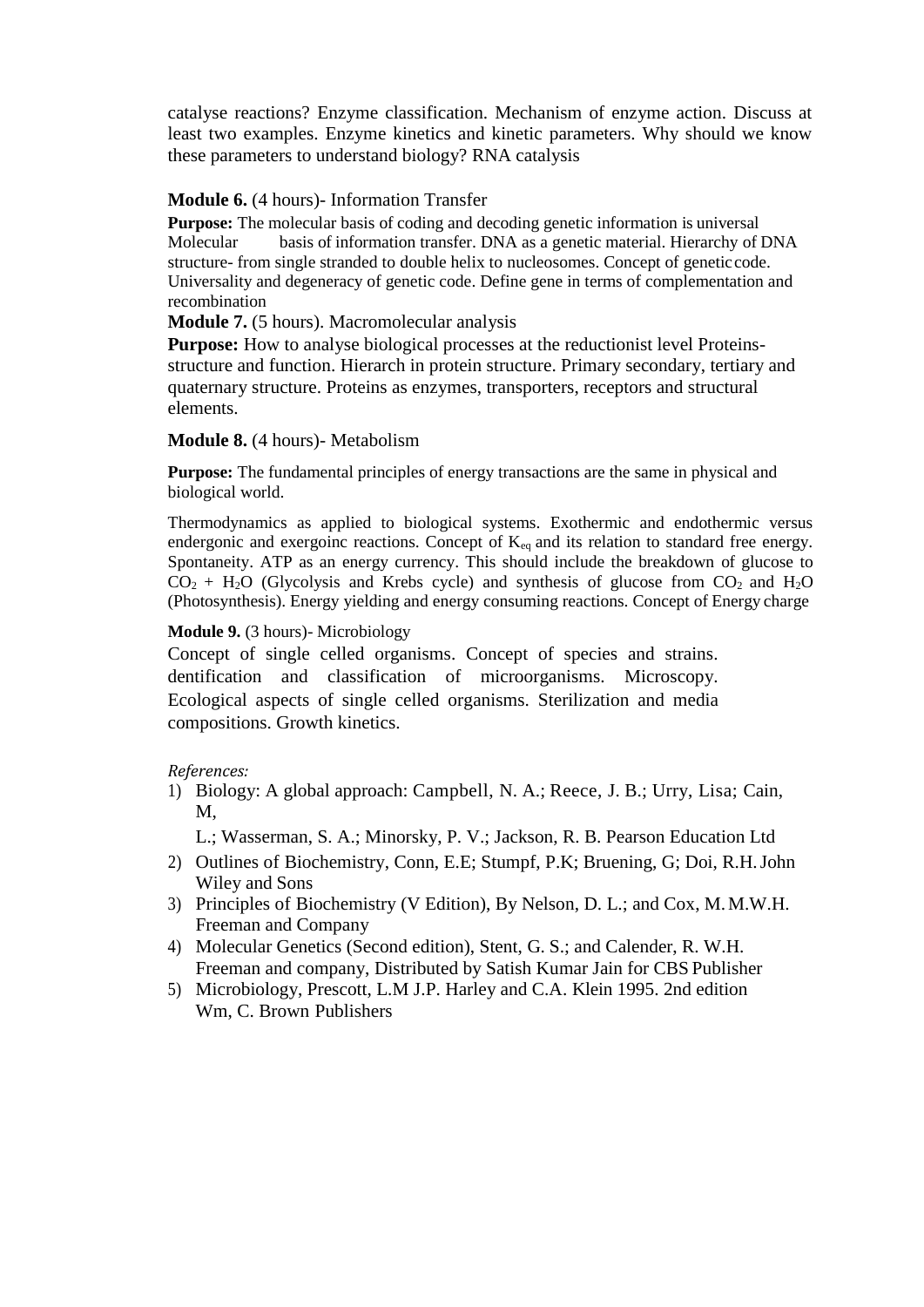catalyse reactions? Enzyme classification. Mechanism of enzyme action. Discuss at least two examples. Enzyme kinetics and kinetic parameters. Why should we know these parameters to understand biology? RNA catalysis

**Module 6.** (4 hours)- Information Transfer

**Purpose:** The molecular basis of coding and decoding genetic information is universal Molecular basis of information transfer. DNA as a genetic material. Hierarchy of DNA structure- from single stranded to double helix to nucleosomes. Concept of genetic code. Universality and degeneracy of genetic code. Define gene in terms of complementation and recombination

**Module 7.** (5 hours). Macromolecular analysis

**Purpose:** How to analyse biological processes at the reductionist level Proteins- structure and function. Hierarch in protein structure. Primary secondary, tertiary and quaternary structure. Proteins as enzymes, transporters, receptors and structural elements.

**Module 8.** (4 hours)- Metabolism

**Purpose:** The fundamental principles of energy transactions are the same in physical and biological world.

Thermodynamics as applied to biological systems. Exothermic and endothermic versus endergonic and exergoinc reactions. Concept of $K_{eq}$ and its relation to standard free energy. Spontaneity. ATP as an energy currency. This should include the breakdown of glucose to $CO_2$ + $H_2O$ (Glycolysis and Krebs cycle) and synthesis of glucose from $CO_2$ and $H_2O$ (Photosynthesis). Energy yielding and energy consuming reactions. Concept of Energy charge

**Module 9.** (3 hours)- Microbiology

Concept of single celled organisms. Concept of species and strains. dentification and classification of microorganisms. Microscopy. Ecological aspects of single celled organisms. Sterilization and media compositions. Growth kinetics.

*References:*

1) Biology: A global approach: Campbell, N. A.; Reece, J. B.; Urry, Lisa; Cain, M, L.; Wasserman, S. A.; Minorsky, P. V.; Jackson, R. B. Pearson Education Ltd
2) Outlines of Biochemistry, Conn, E.E; Stumpf, P.K; Bruening, G; Doi, R.H. John Wiley and Sons
3) Principles of Biochemistry (V Edition), By Nelson, D. L.; and Cox, M. M.W.H. Freeman and Company
4) Molecular Genetics (Second edition), Stent, G. S.; and Calender, R. W.H. Freeman and company, Distributed by Satish Kumar Jain for CBS Publisher
5) Microbiology, Prescott, L.M J.P. Harley and C.A. Klein 1995. 2nd edition Wm, C. Brown Publishers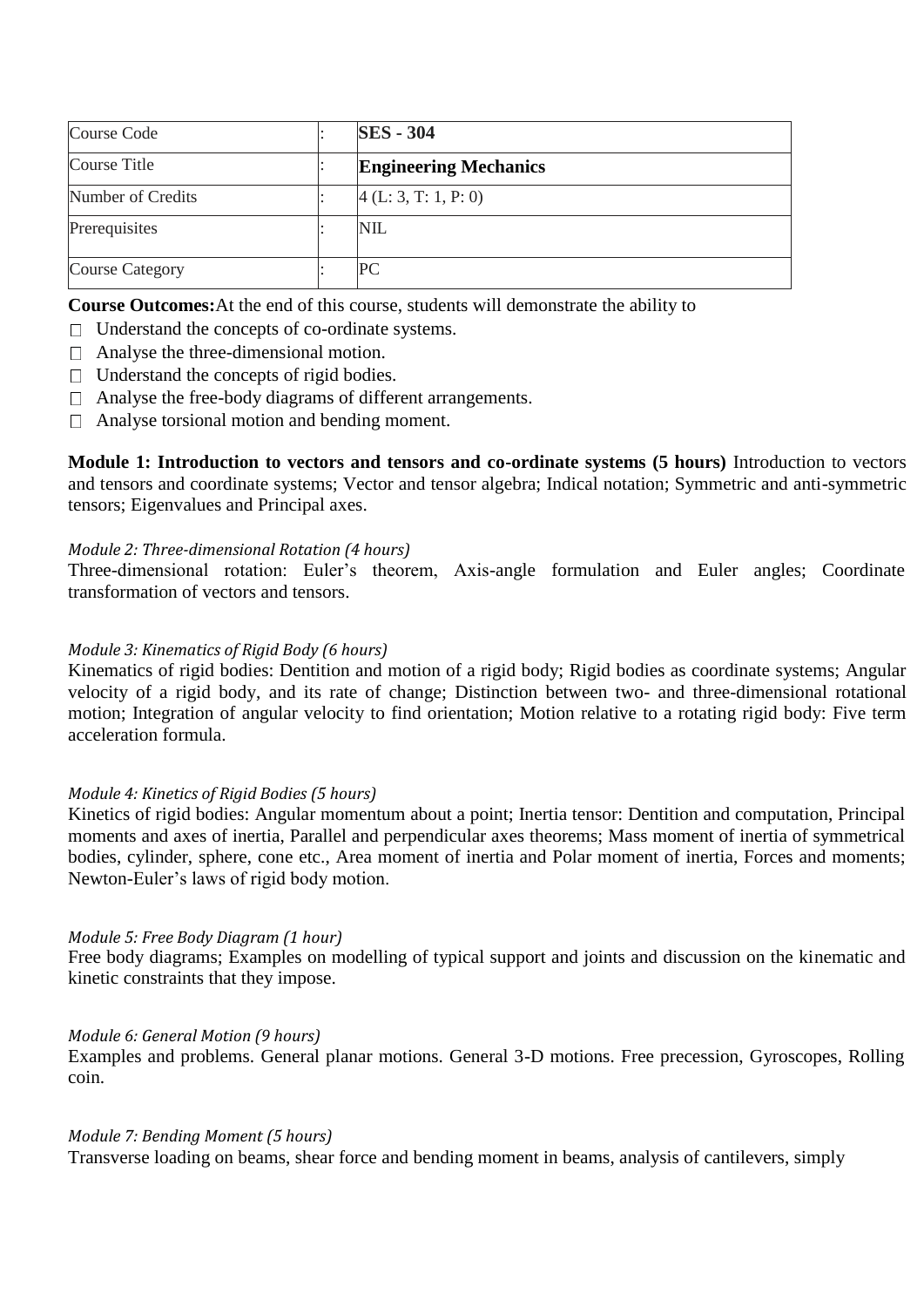| Course Code | : | **SES - 304** |
|---|---|---|
| Course Title | : | **Engineering Mechanics** |
| Number of Credits | : | 4 (L: 3, T: 1, P: 0) |
| Prerequisites | : | NIL |
| Course Category | : | PC |

**Course Outcomes:** At the end of this course, students will demonstrate the ability to

- Understand the concepts of co-ordinate systems.
- Analyse the three-dimensional motion.
- Understand the concepts of rigid bodies.
- Analyse the free-body diagrams of different arrangements.
- Analyse torsional motion and bending moment.

**Module 1: Introduction to vectors and tensors and co-ordinate systems (5 hours)** Introduction to vectors and tensors and coordinate systems; Vector and tensor algebra; Indical notation; Symmetric and anti-symmetric tensors; Eigenvalues and Principal axes.

*Module 2: Three-dimensional Rotation (4 hours)*

Three-dimensional rotation: Euler's theorem, Axis-angle formulation and Euler angles; Coordinate transformation of vectors and tensors.

*Module 3: Kinematics of Rigid Body (6 hours)*

Kinematics of rigid bodies: Dentition and motion of a rigid body; Rigid bodies as coordinate systems; Angular velocity of a rigid body, and its rate of change; Distinction between two- and three-dimensional rotational motion; Integration of angular velocity to find orientation; Motion relative to a rotating rigid body: Five term acceleration formula.

*Module 4: Kinetics of Rigid Bodies (5 hours)*

Kinetics of rigid bodies: Angular momentum about a point; Inertia tensor: Dentition and computation, Principal moments and axes of inertia, Parallel and perpendicular axes theorems; Mass moment of inertia of symmetrical bodies, cylinder, sphere, cone etc., Area moment of inertia and Polar moment of inertia, Forces and moments; Newton-Euler's laws of rigid body motion.

*Module 5: Free Body Diagram (1 hour)*

Free body diagrams; Examples on modelling of typical support and joints and discussion on the kinematic and kinetic constraints that they impose.

*Module 6: General Motion (9 hours)*

Examples and problems. General planar motions. General 3-D motions. Free precession, Gyroscopes, Rolling coin.

*Module 7: Bending Moment (5 hours)*

Transverse loading on beams, shear force and bending moment in beams, analysis of cantilevers, simply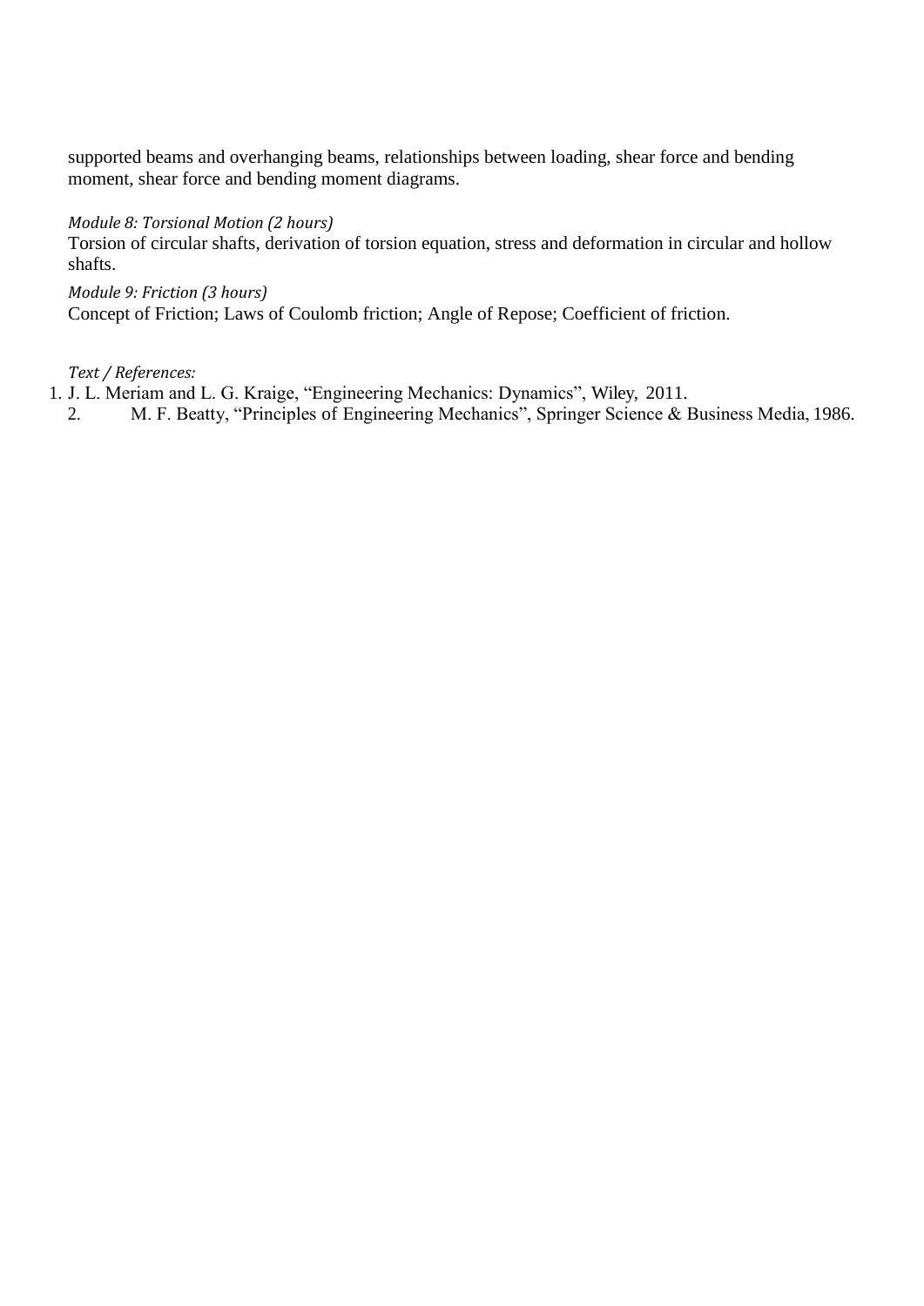supported beams and overhanging beams, relationships between loading, shear force and bending moment, shear force and bending moment diagrams.

*Module 8: Torsional Motion (2 hours)*

Torsion of circular shafts, derivation of torsion equation, stress and deformation in circular and hollow shafts.

*Module 9: Friction (3 hours)*

Concept of Friction; Laws of Coulomb friction; Angle of Repose; Coefficient of friction.

*Text / References:*

1. J. L. Meriam and L. G. Kraige, "Engineering Mechanics: Dynamics", Wiley, 2011.
2. M. F. Beatty, "Principles of Engineering Mechanics", Springer Science & Business Media, 1986.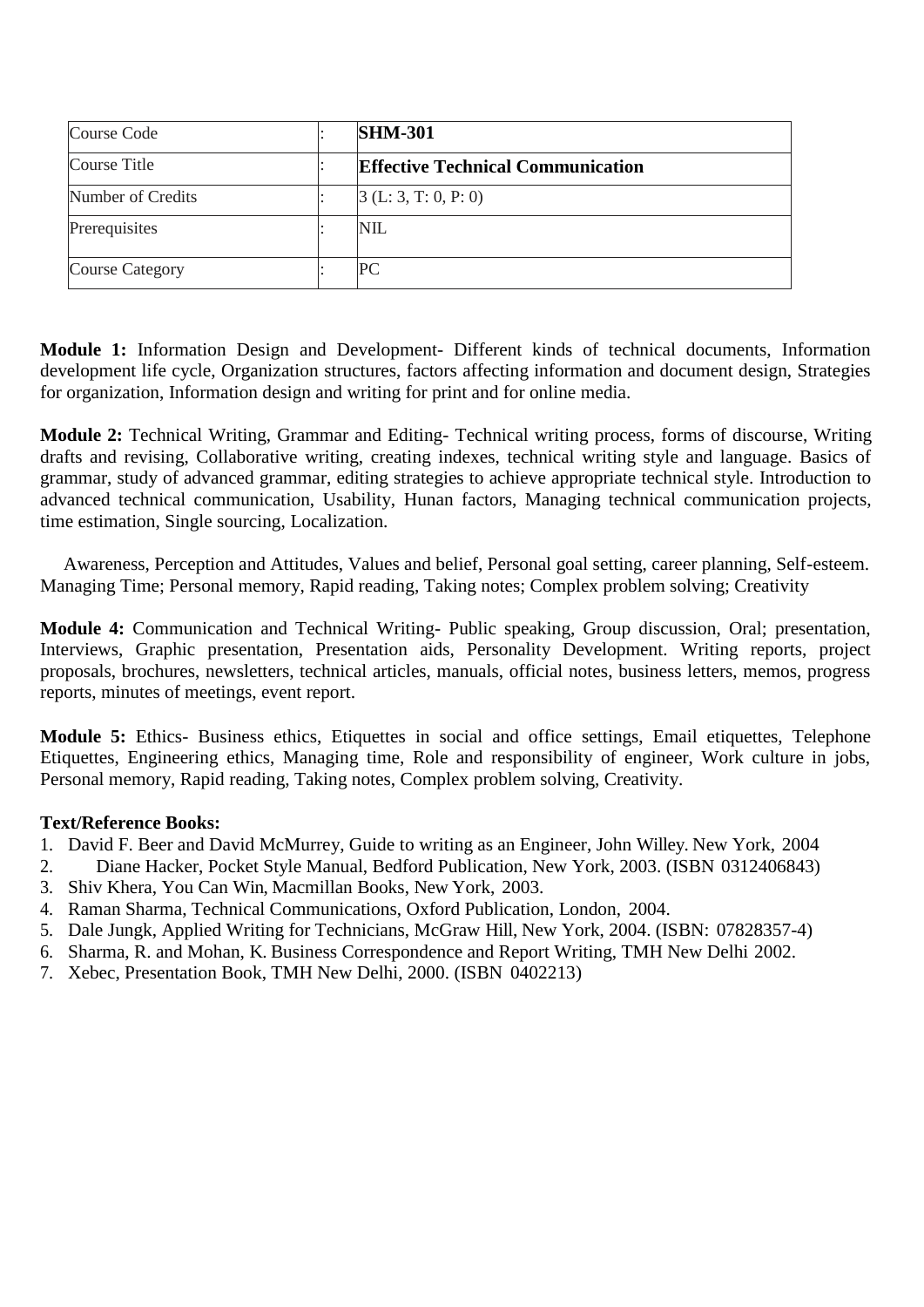| Course Code | : | **SHM-301** |
|---|---|---|
| Course Title | : | **Effective Technical Communication** |
| Number of Credits | : | 3 (L: 3, T: 0, P: 0) |
| Prerequisites | : | NIL |
| Course Category | : | PC |

**Module 1:** Information Design and Development- Different kinds of technical documents, Information development life cycle, Organization structures, factors affecting information and document design, Strategies for organization, Information design and writing for print and for online media.

**Module 2:** Technical Writing, Grammar and Editing- Technical writing process, forms of discourse, Writing drafts and revising, Collaborative writing, creating indexes, technical writing style and language. Basics of grammar, study of advanced grammar, editing strategies to achieve appropriate technical style. Introduction to advanced technical communication, Usability, Hunan factors, Managing technical communication projects, time estimation, Single sourcing, Localization.

Awareness, Perception and Attitudes, Values and belief, Personal goal setting, career planning, Self-esteem. Managing Time; Personal memory, Rapid reading, Taking notes; Complex problem solving; Creativity

**Module 4:** Communication and Technical Writing- Public speaking, Group discussion, Oral; presentation, Interviews, Graphic presentation, Presentation aids, Personality Development. Writing reports, project proposals, brochures, newsletters, technical articles, manuals, official notes, business letters, memos, progress reports, minutes of meetings, event report.

**Module 5:** Ethics- Business ethics, Etiquettes in social and office settings, Email etiquettes, Telephone Etiquettes, Engineering ethics, Managing time, Role and responsibility of engineer, Work culture in jobs, Personal memory, Rapid reading, Taking notes, Complex problem solving, Creativity.

**Text/Reference Books:**

1. David F. Beer and David McMurrey, Guide to writing as an Engineer, John Willey. New York, 2004
2. Diane Hacker, Pocket Style Manual, Bedford Publication, New York, 2003. (ISBN 0312406843)
3. Shiv Khera, You Can Win, Macmillan Books, New York, 2003.
4. Raman Sharma, Technical Communications, Oxford Publication, London, 2004.
5. Dale Jungk, Applied Writing for Technicians, McGraw Hill, New York, 2004. (ISBN: 07828357-4)
6. Sharma, R. and Mohan, K. Business Correspondence and Report Writing, TMH New Delhi 2002.
7. Xebec, Presentation Book, TMH New Delhi, 2000. (ISBN 0402213)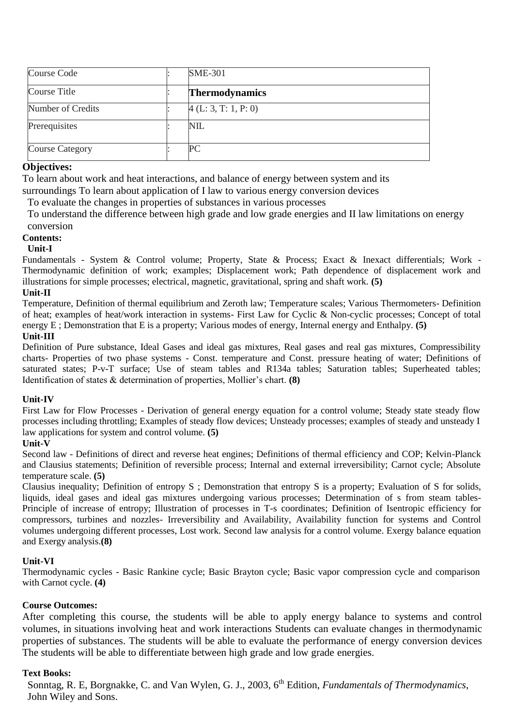| Course Code | : | SME-301 |
|---|---|---|
| Course Title | : | **Thermodynamics** |
| Number of Credits | : | 4 (L: 3, T: 1, P: 0) |
| Prerequisites | : | NIL |
| Course Category | : | PC |

**Objectives:**

To learn about work and heat interactions, and balance of energy between system and its surroundings To learn about application of I law to various energy conversion devices

To evaluate the changes in properties of substances in various processes

To understand the difference between high grade and low grade energies and II law limitations on energy conversion

**Contents:**

**Unit-I**

Fundamentals - System & Control volume; Property, State & Process; Exact & Inexact differentials; Work - Thermodynamic definition of work; examples; Displacement work; Path dependence of displacement work and illustrations for simple processes; electrical, magnetic, gravitational, spring and shaft work. **(5)**

**Unit-II**

Temperature, Definition of thermal equilibrium and Zeroth law; Temperature scales; Various Thermometers- Definition of heat; examples of heat/work interaction in systems- First Law for Cyclic & Non-cyclic processes; Concept of total energy E ; Demonstration that E is a property; Various modes of energy, Internal energy and Enthalpy. **(5)**

**Unit-III**

Definition of Pure substance, Ideal Gases and ideal gas mixtures, Real gases and real gas mixtures, Compressibility charts- Properties of two phase systems - Const. temperature and Const. pressure heating of water; Definitions of saturated states; P-v-T surface; Use of steam tables and R134a tables; Saturation tables; Superheated tables; Identification of states & determination of properties, Mollier's chart. **(8)**

**Unit-IV**

First Law for Flow Processes - Derivation of general energy equation for a control volume; Steady state steady flow processes including throttling; Examples of steady flow devices; Unsteady processes; examples of steady and unsteady I law applications for system and control volume. **(5)**

**Unit-V**

Second law - Definitions of direct and reverse heat engines; Definitions of thermal efficiency and COP; Kelvin-Planck and Clausius statements; Definition of reversible process; Internal and external irreversibility; Carnot cycle; Absolute temperature scale. **(5)**

Clausius inequality; Definition of entropy S ; Demonstration that entropy S is a property; Evaluation of S for solids, liquids, ideal gases and ideal gas mixtures undergoing various processes; Determination of s from steam tables- Principle of increase of entropy; Illustration of processes in T-s coordinates; Definition of Isentropic efficiency for compressors, turbines and nozzles- Irreversibility and Availability, Availability function for systems and Control volumes undergoing different processes, Lost work. Second law analysis for a control volume. Exergy balance equation and Exergy analysis.**(8)**

**Unit-VI**

Thermodynamic cycles - Basic Rankine cycle; Basic Brayton cycle; Basic vapor compression cycle and comparison with Carnot cycle. **(4)**

**Course Outcomes:**

After completing this course, the students will be able to apply energy balance to systems and control volumes, in situations involving heat and work interactions Students can evaluate changes in thermodynamic properties of substances. The students will be able to evaluate the performance of energy conversion devices The students will be able to differentiate between high grade and low grade energies.

**Text Books:**

Sonntag, R. E, Borgnakke, C. and Van Wylen, G. J., 2003, 6th Edition, *Fundamentals of Thermodynamics*, John Wiley and Sons.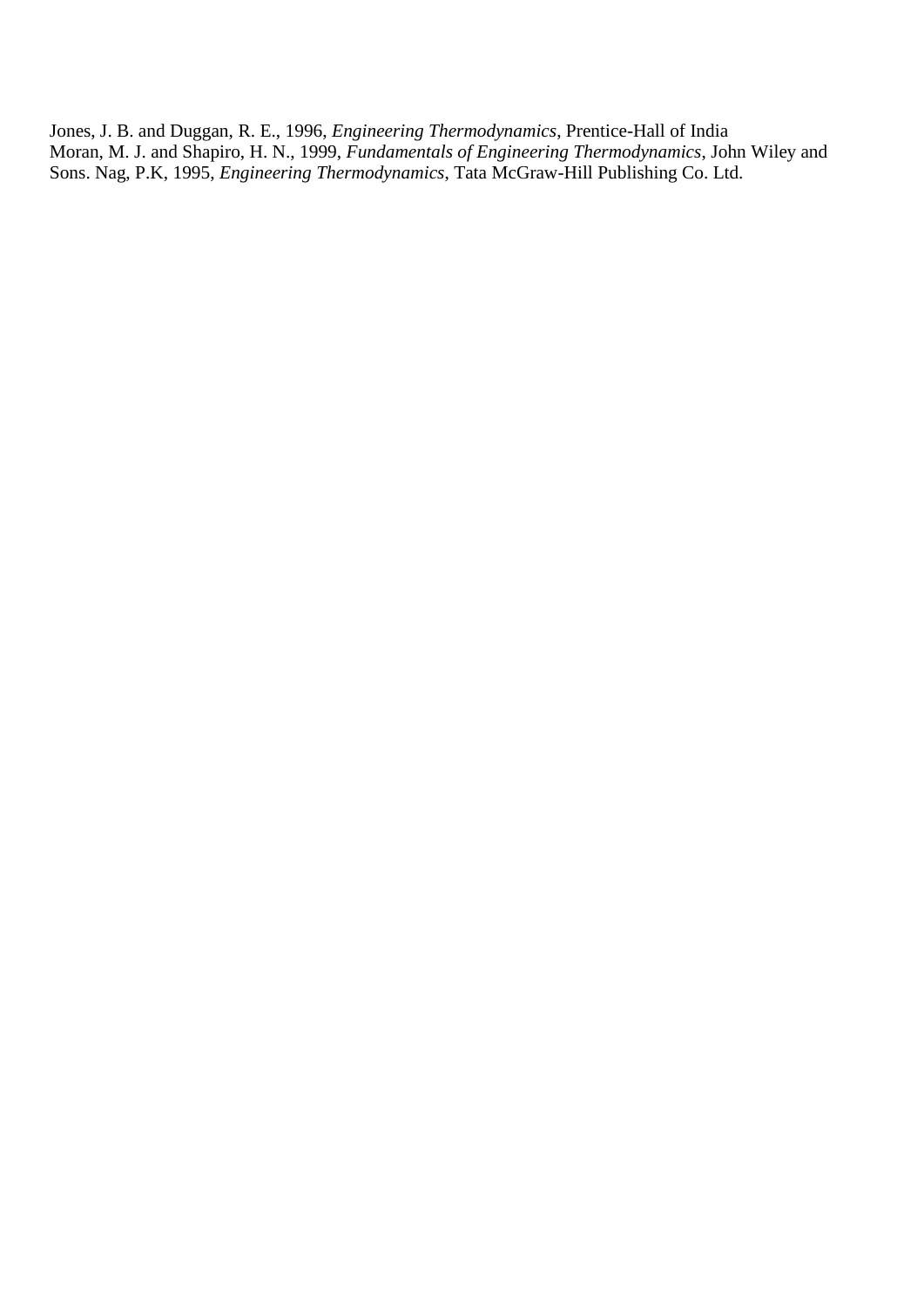Jones, J. B. and Duggan, R. E., 1996, *Engineering Thermodynamics*, Prentice-Hall of India
Moran, M. J. and Shapiro, H. N., 1999, *Fundamentals of Engineering Thermodynamics*, John Wiley and Sons. Nag, P.K, 1995, *Engineering Thermodynamics*, Tata McGraw-Hill Publishing Co. Ltd.